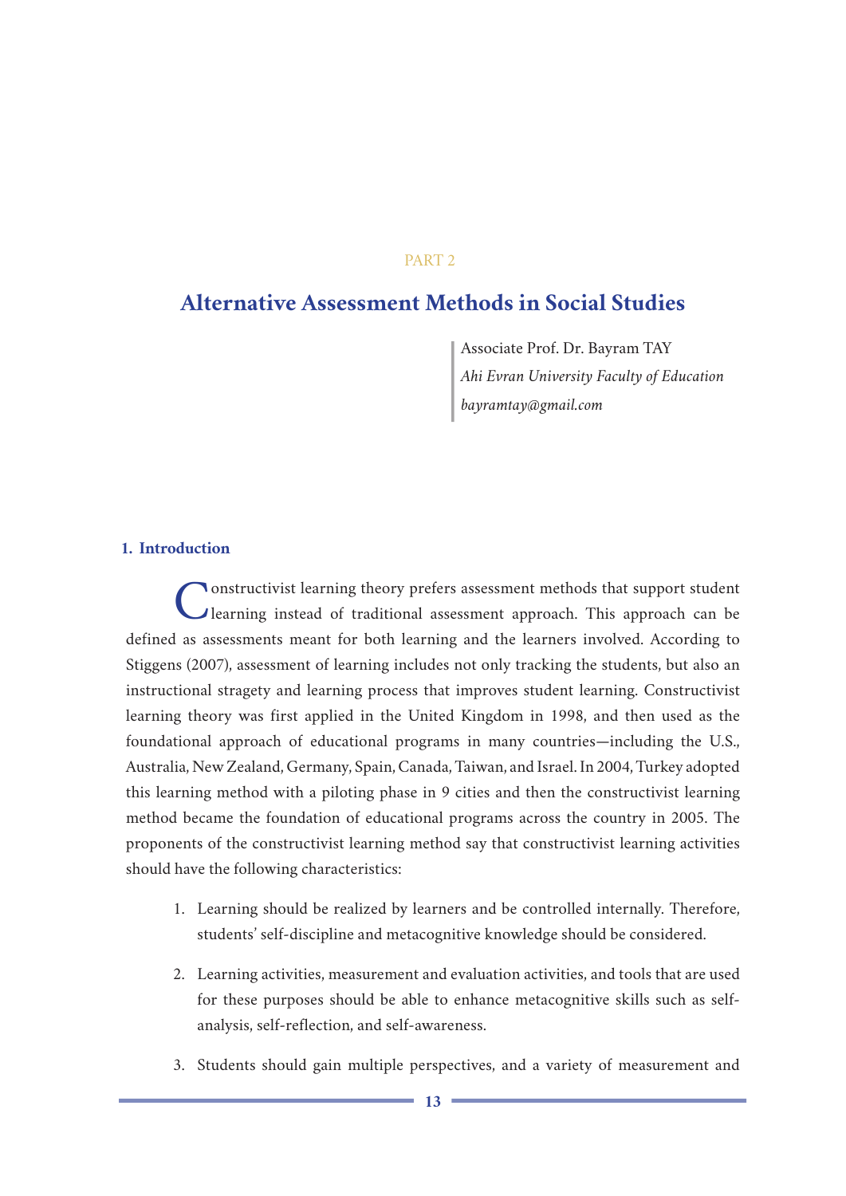PART 2

# Alternative Assessment Methods in Social Studies

Associate Prof. Dr. Bayram TAY
*Ahi Evran University Faculty of Education*
*bayramtay@gmail.com*

## 1. Introduction

Constructivist learning theory prefers assessment methods that support student learning instead of traditional assessment approach. This approach can be defined as assessments meant for both learning and the learners involved. According to Stiggens (2007), assessment of learning includes not only tracking the students, but also an instructional stragety and learning process that improves student learning. Constructivist learning theory was first applied in the United Kingdom in 1998, and then used as the foundational approach of educational programs in many countries—including the U.S., Australia, New Zealand, Germany, Spain, Canada, Taiwan, and Israel. In 2004, Turkey adopted this learning method with a piloting phase in 9 cities and then the constructivist learning method became the foundation of educational programs across the country in 2005. The proponents of the constructivist learning method say that constructivist learning activities should have the following characteristics:

1. Learning should be realized by learners and be controlled internally. Therefore, students' self-discipline and metacognitive knowledge should be considered.
2. Learning activities, measurement and evaluation activities, and tools that are used for these purposes should be able to enhance metacognitive skills such as self-analysis, self-reflection, and self-awareness.
3. Students should gain multiple perspectives, and a variety of measurement and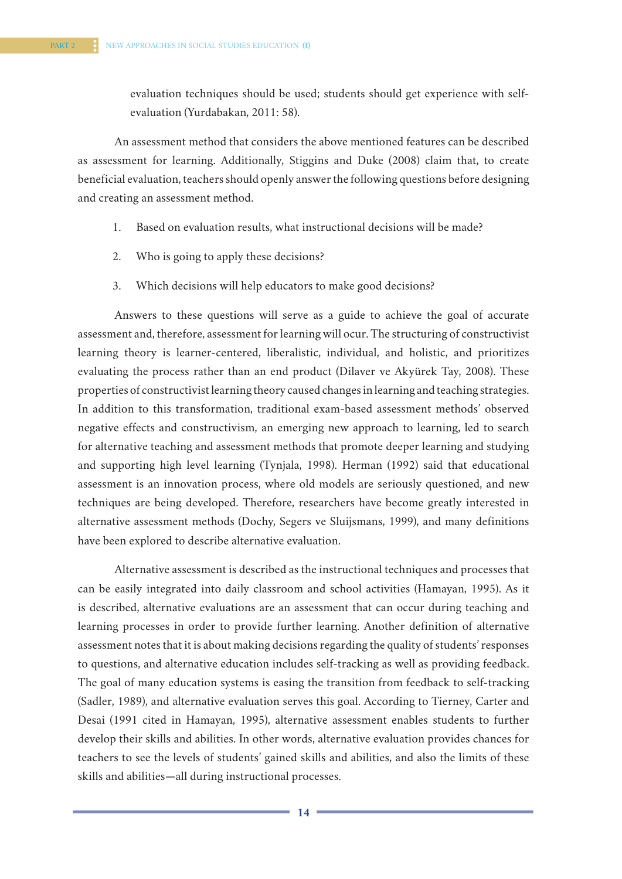evaluation techniques should be used; students should get experience with self-evaluation (Yurdabakan, 2011: 58).

An assessment method that considers the above mentioned features can be described as assessment for learning. Additionally, Stiggins and Duke (2008) claim that, to create beneficial evaluation, teachers should openly answer the following questions before designing and creating an assessment method.

1. Based on evaluation results, what instructional decisions will be made?

2. Who is going to apply these decisions?

3. Which decisions will help educators to make good decisions?

Answers to these questions will serve as a guide to achieve the goal of accurate assessment and, therefore, assessment for learning will ocur. The structuring of constructivist learning theory is learner-centered, liberalistic, individual, and holistic, and prioritizes evaluating the process rather than an end product (Dilaver ve Akyürek Tay, 2008). These properties of constructivist learning theory caused changes in learning and teaching strategies. In addition to this transformation, traditional exam-based assessment methods' observed negative effects and constructivism, an emerging new approach to learning, led to search for alternative teaching and assessment methods that promote deeper learning and studying and supporting high level learning (Tynjala, 1998). Herman (1992) said that educational assessment is an innovation process, where old models are seriously questioned, and new techniques are being developed. Therefore, researchers have become greatly interested in alternative assessment methods (Dochy, Segers ve Sluijsmans, 1999), and many definitions have been explored to describe alternative evaluation.

Alternative assessment is described as the instructional techniques and processes that can be easily integrated into daily classroom and school activities (Hamayan, 1995). As it is described, alternative evaluations are an assessment that can occur during teaching and learning processes in order to provide further learning. Another definition of alternative assessment notes that it is about making decisions regarding the quality of students' responses to questions, and alternative education includes self-tracking as well as providing feedback. The goal of many education systems is easing the transition from feedback to self-tracking (Sadler, 1989), and alternative evaluation serves this goal. According to Tierney, Carter and Desai (1991 cited in Hamayan, 1995), alternative assessment enables students to further develop their skills and abilities. In other words, alternative evaluation provides chances for teachers to see the levels of students' gained skills and abilities, and also the limits of these skills and abilities—all during instructional processes.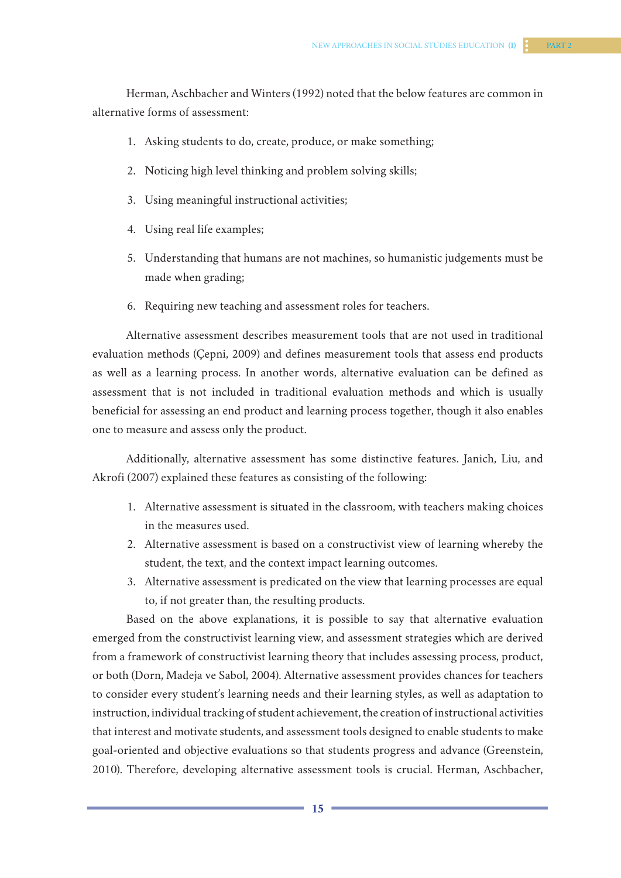Herman, Aschbacher and Winters (1992) noted that the below features are common in alternative forms of assessment:

1. Asking students to do, create, produce, or make something;
2. Noticing high level thinking and problem solving skills;
3. Using meaningful instructional activities;
4. Using real life examples;
5. Understanding that humans are not machines, so humanistic judgements must be made when grading;
6. Requiring new teaching and assessment roles for teachers.

Alternative assessment describes measurement tools that are not used in traditional evaluation methods (Çepni, 2009) and defines measurement tools that assess end products as well as a learning process. In another words, alternative evaluation can be defined as assessment that is not included in traditional evaluation methods and which is usually beneficial for assessing an end product and learning process together, though it also enables one to measure and assess only the product.

Additionally, alternative assessment has some distinctive features. Janich, Liu, and Akrofi (2007) explained these features as consisting of the following:

1. Alternative assessment is situated in the classroom, with teachers making choices in the measures used.
2. Alternative assessment is based on a constructivist view of learning whereby the student, the text, and the context impact learning outcomes.
3. Alternative assessment is predicated on the view that learning processes are equal to, if not greater than, the resulting products.

Based on the above explanations, it is possible to say that alternative evaluation emerged from the constructivist learning view, and assessment strategies which are derived from a framework of constructivist learning theory that includes assessing process, product, or both (Dorn, Madeja ve Sabol, 2004). Alternative assessment provides chances for teachers to consider every student's learning needs and their learning styles, as well as adaptation to instruction, individual tracking of student achievement, the creation of instructional activities that interest and motivate students, and assessment tools designed to enable students to make goal-oriented and objective evaluations so that students progress and advance (Greenstein, 2010). Therefore, developing alternative assessment tools is crucial. Herman, Aschbacher,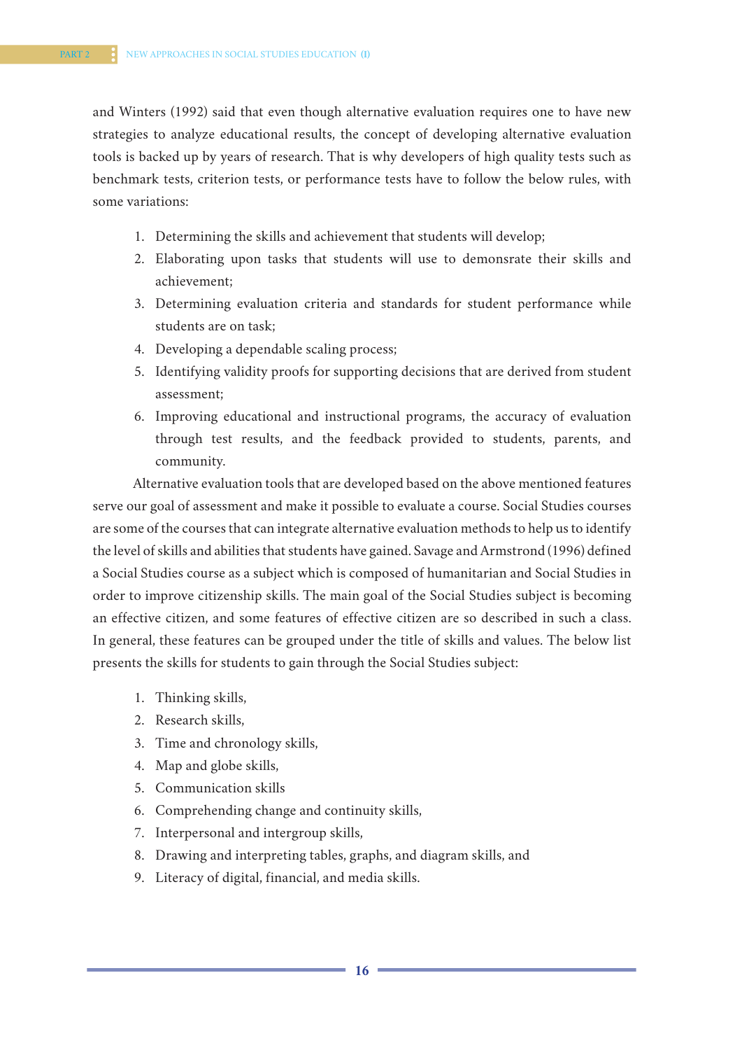and Winters (1992) said that even though alternative evaluation requires one to have new strategies to analyze educational results, the concept of developing alternative evaluation tools is backed up by years of research. That is why developers of high quality tests such as benchmark tests, criterion tests, or performance tests have to follow the below rules, with some variations:

1. Determining the skills and achievement that students will develop;
2. Elaborating upon tasks that students will use to demonsrate their skills and achievement;
3. Determining evaluation criteria and standards for student performance while students are on task;
4. Developing a dependable scaling process;
5. Identifying validity proofs for supporting decisions that are derived from student assessment;
6. Improving educational and instructional programs, the accuracy of evaluation through test results, and the feedback provided to students, parents, and community.

Alternative evaluation tools that are developed based on the above mentioned features serve our goal of assessment and make it possible to evaluate a course. Social Studies courses are some of the courses that can integrate alternative evaluation methods to help us to identify the level of skills and abilities that students have gained. Savage and Armstrong (1996) defined a Social Studies course as a subject which is composed of humanitarian and Social Studies in order to improve citizenship skills. The main goal of the Social Studies subject is becoming an effective citizen, and some features of effective citizen are so described in such a class. In general, these features can be grouped under the title of skills and values. The below list presents the skills for students to gain through the Social Studies subject:

1. Thinking skills,
2. Research skills,
3. Time and chronology skills,
4. Map and globe skills,
5. Communication skills
6. Comprehending change and continuity skills,
7. Interpersonal and intergroup skills,
8. Drawing and interpreting tables, graphs, and diagram skills, and
9. Literacy of digital, financial, and media skills.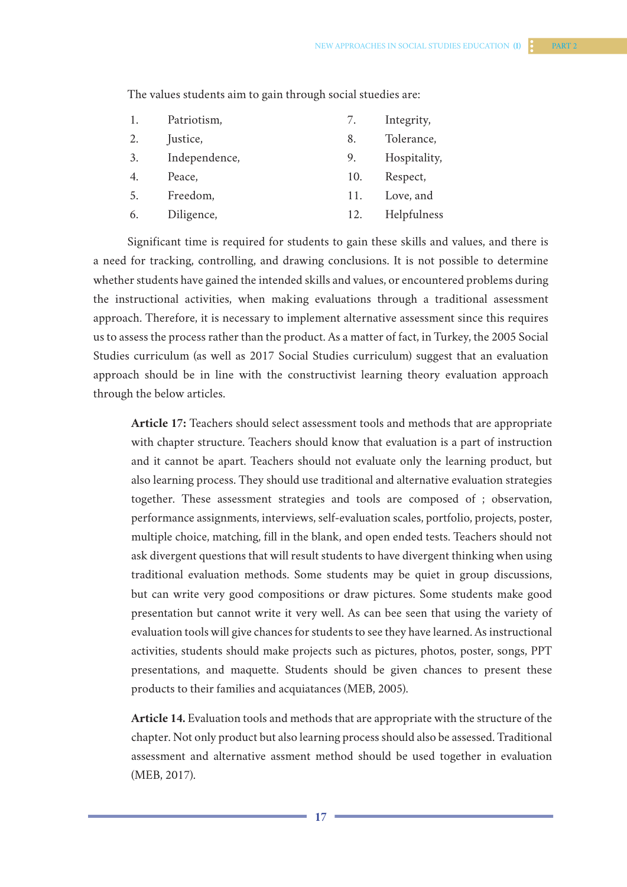The values students aim to gain through social studies are:

1. Patriotism,
2. Justice,
3. Independence,
4. Peace,
5. Freedom,
6. Diligence,
7. Integrity,
8. Tolerance,
9. Hospitality,
10. Respect,
11. Love, and
12. Helpfulness

Significant time is required for students to gain these skills and values, and there is a need for tracking, controlling, and drawing conclusions. It is not possible to determine whether students have gained the intended skills and values, or encountered problems during the instructional activities, when making evaluations through a traditional assessment approach. Therefore, it is necessary to implement alternative assessment since this requires us to assess the process rather than the product. As a matter of fact, in Turkey, the 2005 Social Studies curriculum (as well as 2017 Social Studies curriculum) suggest that an evaluation approach should be in line with the constructivist learning theory evaluation approach through the below articles.

> **Article 17:** Teachers should select assessment tools and methods that are appropriate with chapter structure. Teachers should know that evaluation is a part of instruction and it cannot be apart. Teachers should not evaluate only the learning product, but also learning process. They should use traditional and alternative evaluation strategies together. These assessment strategies and tools are composed of ; observation, performance assignments, interviews, self-evaluation scales, portfolio, projects, poster, multiple choice, matching, fill in the blank, and open ended tests. Teachers should not ask divergent questions that will result students to have divergent thinking when using traditional evaluation methods. Some students may be quiet in group discussions, but can write very good compositions or draw pictures. Some students make good presentation but cannot write it very well. As can bee seen that using the variety of evaluation tools will give chances for students to see they have learned. As instructional activities, students should make projects such as pictures, photos, poster, songs, PPT presentations, and maquette. Students should be given chances to present these products to their families and acquiatances (MEB, 2005).

> **Article 14.** Evaluation tools and methods that are appropriate with the structure of the chapter. Not only product but also learning process should also be assessed. Traditional assessment and alternative assment method should be used together in evaluation (MEB, 2017).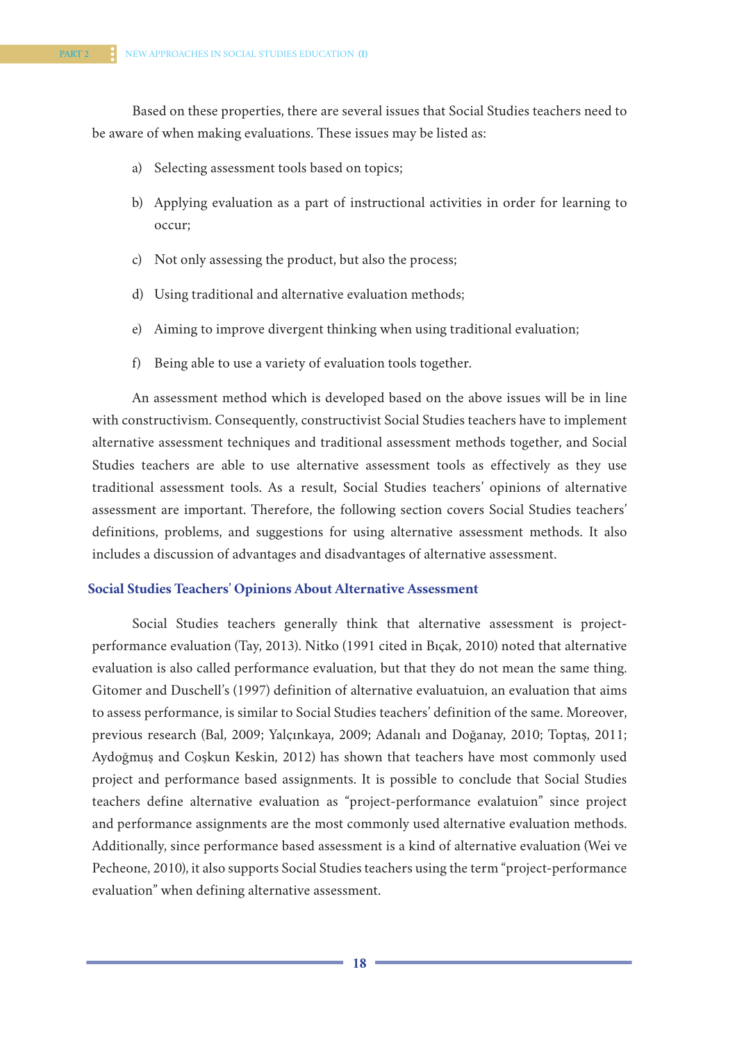Based on these properties, there are several issues that Social Studies teachers need to be aware of when making evaluations. These issues may be listed as:

a) Selecting assessment tools based on topics;

b) Applying evaluation as a part of instructional activities in order for learning to occur;

c) Not only assessing the product, but also the process;

d) Using traditional and alternative evaluation methods;

e) Aiming to improve divergent thinking when using traditional evaluation;

f) Being able to use a variety of evaluation tools together.

An assessment method which is developed based on the above issues will be in line with constructivism. Consequently, constructivist Social Studies teachers have to implement alternative assessment techniques and traditional assessment methods together, and Social Studies teachers are able to use alternative assessment tools as effectively as they use traditional assessment tools. As a result, Social Studies teachers' opinions of alternative assessment are important. Therefore, the following section covers Social Studies teachers' definitions, problems, and suggestions for using alternative assessment methods. It also includes a discussion of advantages and disadvantages of alternative assessment.

## Social Studies Teachers' Opinions About Alternative Assessment

Social Studies teachers generally think that alternative assessment is project-performance evaluation (Tay, 2013). Nitko (1991 cited in Bıçak, 2010) noted that alternative evaluation is also called performance evaluation, but that they do not mean the same thing. Gitomer and Duschell's (1997) definition of alternative evaluatuion, an evaluation that aims to assess performance, is similar to Social Studies teachers' definition of the same. Moreover, previous research (Bal, 2009; Yalçınkaya, 2009; Adanalı and Doğanay, 2010; Toptaş, 2011; Aydoğmuş and Coşkun Keskin, 2012) has shown that teachers have most commonly used project and performance based assignments. It is possible to conclude that Social Studies teachers define alternative evaluation as "project-performance evalatuion" since project and performance assignments are the most commonly used alternative evaluation methods. Additionally, since performance based assessment is a kind of alternative evaluation (Wei ve Pecheone, 2010), it also supports Social Studies teachers using the term "project-performance evaluation" when defining alternative assessment.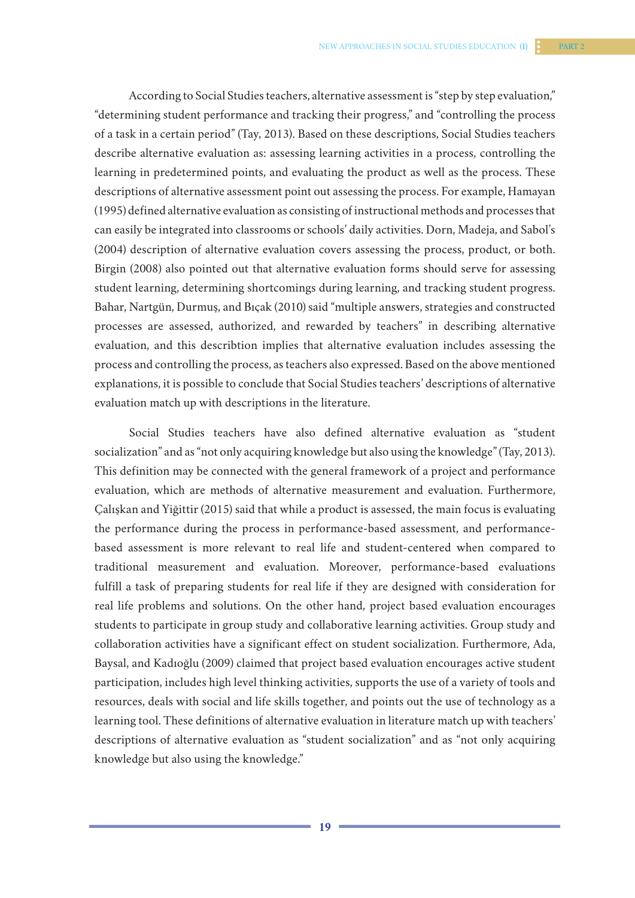According to Social Studies teachers, alternative assessment is "step by step evaluation," "determining student performance and tracking their progress," and "controlling the process of a task in a certain period" (Tay, 2013). Based on these descriptions, Social Studies teachers describe alternative evaluation as: assessing learning activities in a process, controlling the learning in predetermined points, and evaluating the product as well as the process. These descriptions of alternative assessment point out assessing the process. For example, Hamayan (1995) defined alternative evaluation as consisting of instructional methods and processes that can easily be integrated into classrooms or schools' daily activities. Dorn, Madeja, and Sabol's (2004) description of alternative evaluation covers assessing the process, product, or both. Birgin (2008) also pointed out that alternative evaluation forms should serve for assessing student learning, determining shortcomings during learning, and tracking student progress. Bahar, Nartgün, Durmuş, and Bıçak (2010) said "multiple answers, strategies and constructed processes are assessed, authorized, and rewarded by teachers" in describing alternative evaluation, and this describtion implies that alternative evaluation includes assessing the process and controlling the process, as teachers also expressed. Based on the above mentioned explanations, it is possible to conclude that Social Studies teachers' descriptions of alternative evaluation match up with descriptions in the literature.

Social Studies teachers have also defined alternative evaluation as "student socialization" and as "not only acquiring knowledge but also using the knowledge" (Tay, 2013). This definition may be connected with the general framework of a project and performance evaluation, which are methods of alternative measurement and evaluation. Furthermore, Çalışkan and Yiğittir (2015) said that while a product is assessed, the main focus is evaluating the performance during the process in performance-based assessment, and performance-based assessment is more relevant to real life and student-centered when compared to traditional measurement and evaluation. Moreover, performance-based evaluations fulfill a task of preparing students for real life if they are designed with consideration for real life problems and solutions. On the other hand, project based evaluation encourages students to participate in group study and collaborative learning activities. Group study and collaboration activities have a significant effect on student socialization. Furthermore, Ada, Baysal, and Kadıoğlu (2009) claimed that project based evaluation encourages active student participation, includes high level thinking activities, supports the use of a variety of tools and resources, deals with social and life skills together, and points out the use of technology as a learning tool. These definitions of alternative evaluation in literature match up with teachers' descriptions of alternative evaluation as "student socialization" and as "not only acquiring knowledge but also using the knowledge."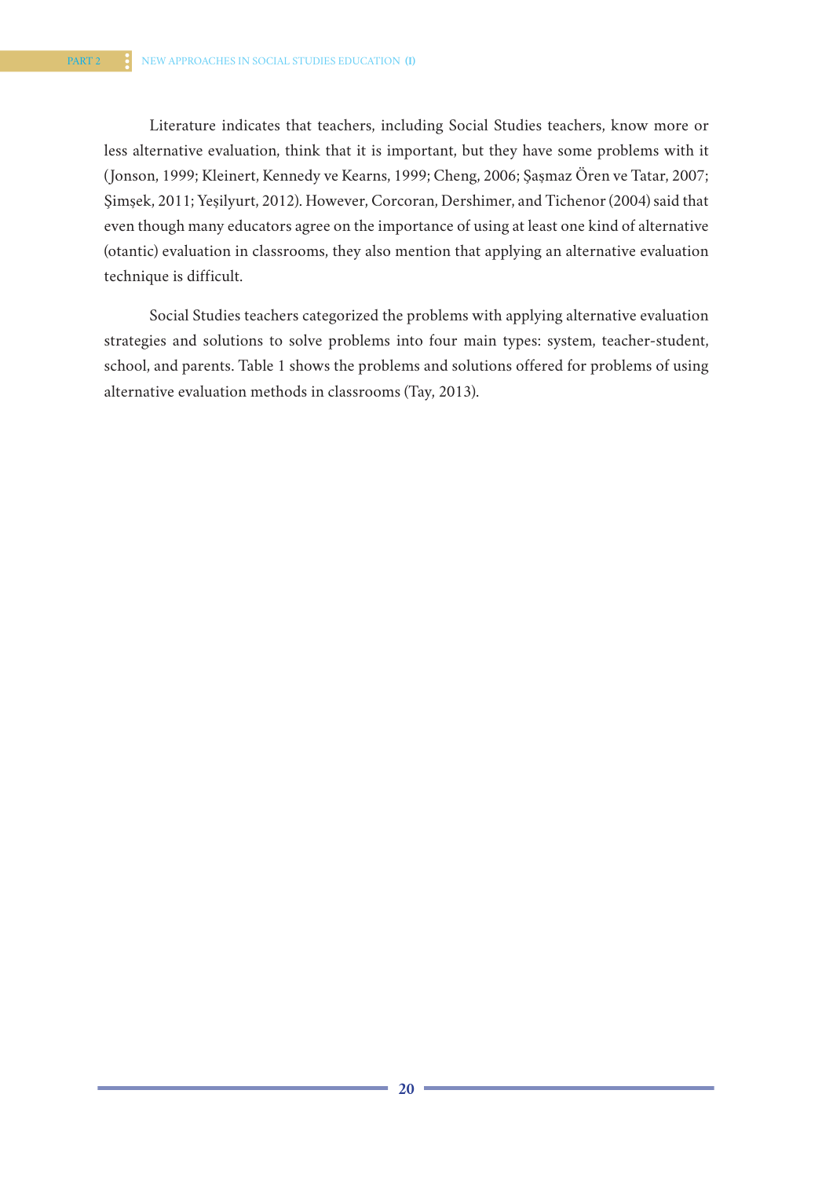Literature indicates that teachers, including Social Studies teachers, know more or less alternative evaluation, think that it is important, but they have some problems with it (Jonson, 1999; Kleinert, Kennedy ve Kearns, 1999; Cheng, 2006; Şaşmaz Ören ve Tatar, 2007; Şimşek, 2011; Yeşilyurt, 2012). However, Corcoran, Dershimer, and Tichenor (2004) said that even though many educators agree on the importance of using at least one kind of alternative (otantic) evaluation in classrooms, they also mention that applying an alternative evaluation technique is difficult.

Social Studies teachers categorized the problems with applying alternative evaluation strategies and solutions to solve problems into four main types: system, teacher-student, school, and parents. Table 1 shows the problems and solutions offered for problems of using alternative evaluation methods in classrooms (Tay, 2013).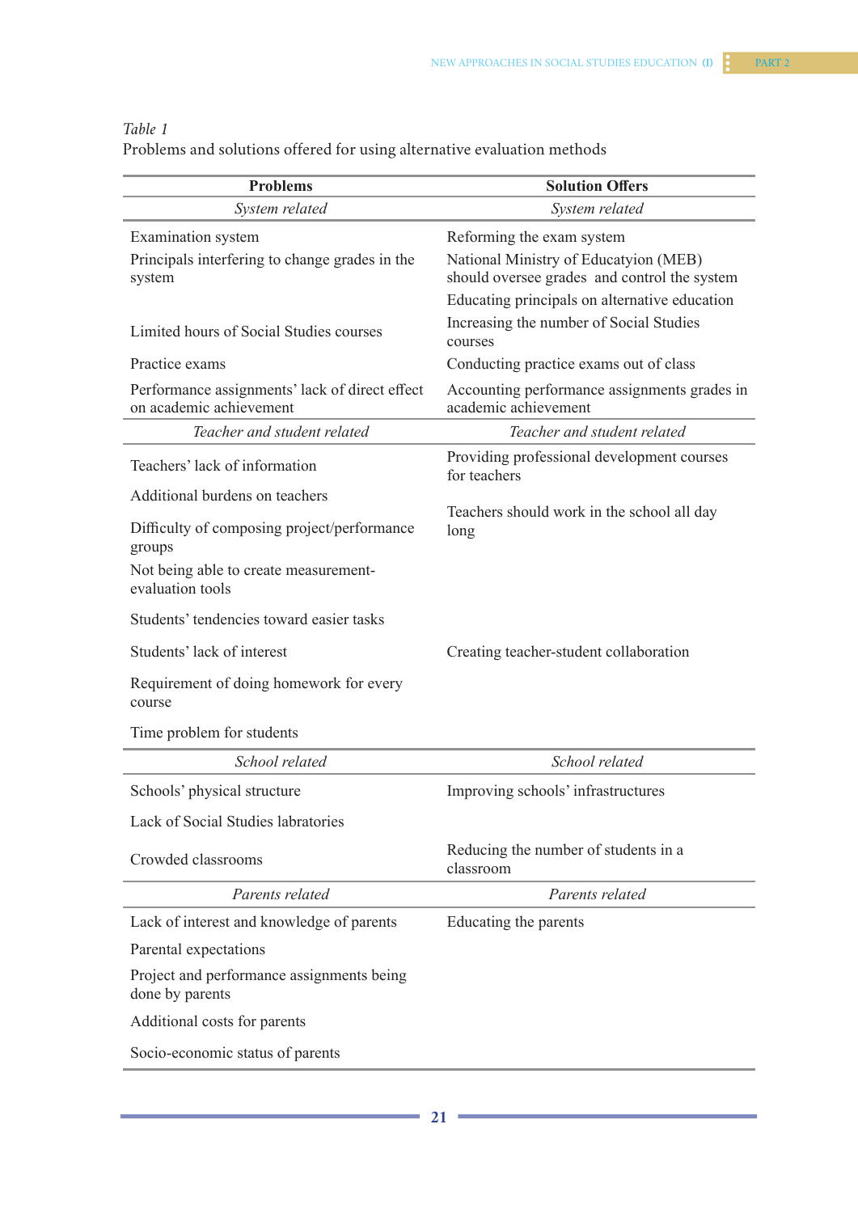*Table 1*

Problems and solutions offered for using alternative evaluation methods

| Problems | Solution Offers |
|---|---|
| *System related* | *System related* |
| Examination system | Reforming the exam system |
| Principals interfering to change grades in the system | National Ministry of Educatyion (MEB) should oversee grades and control the system |
| | Educating principals on alternative education |
| Limited hours of Social Studies courses | Increasing the number of Social Studies courses |
| Practice exams | Conducting practice exams out of class |
| Performance assignments' lack of direct effect on academic achievement | Accounting performance assignments grades in academic achievement |
| *Teacher and student related* | *Teacher and student related* |
| Teachers' lack of information | Providing professional development courses for teachers |
| Additional burdens on teachers | Teachers should work in the school all day long |
| Difficulty of composing project/performance groups | |
| Not being able to create measurement-evaluation tools | |
| Students' tendencies toward easier tasks | |
| Students' lack of interest | Creating teacher-student collaboration |
| Requirement of doing homework for every course | |
| Time problem for students | |
| *School related* | *School related* |
| Schools' physical structure | Improving schools' infrastructures |
| Lack of Social Studies labratories | |
| Crowded classrooms | Reducing the number of students in a classroom |
| *Parents related* | *Parents related* |
| Lack of interest and knowledge of parents | Educating the parents |
| Parental expectations | |
| Project and performance assignments being done by parents | |
| Additional costs for parents | |
| Socio-economic status of parents | |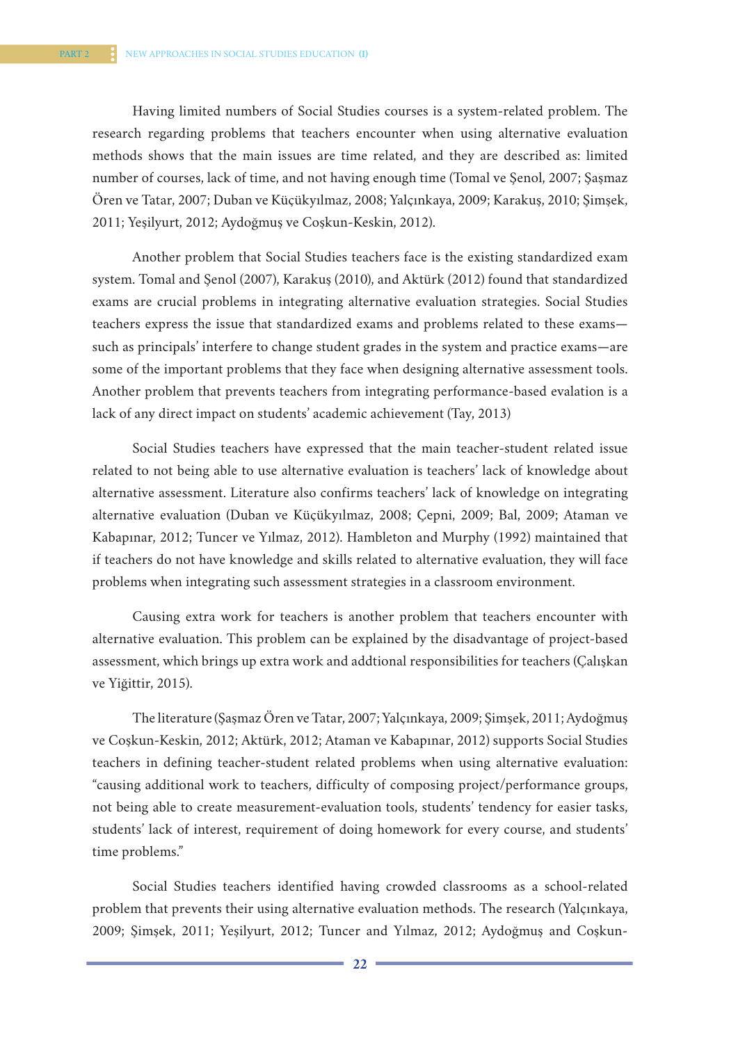Having limited numbers of Social Studies courses is a system-related problem. The research regarding problems that teachers encounter when using alternative evaluation methods shows that the main issues are time related, and they are described as: limited number of courses, lack of time, and not having enough time (Tomal ve Şenol, 2007; Şaşmaz Ören ve Tatar, 2007; Duban ve Küçükyılmaz, 2008; Yalçınkaya, 2009; Karakuş, 2010; Şimşek, 2011; Yeşilyurt, 2012; Aydoğmuş ve Coşkun-Keskin, 2012).

Another problem that Social Studies teachers face is the existing standardized exam system. Tomal and Şenol (2007), Karakuş (2010), and Aktürk (2012) found that standardized exams are crucial problems in integrating alternative evaluation strategies. Social Studies teachers express the issue that standardized exams and problems related to these exams—such as principals' interfere to change student grades in the system and practice exams—are some of the important problems that they face when designing alternative assessment tools. Another problem that prevents teachers from integrating performance-based evalation is a lack of any direct impact on students' academic achievement (Tay, 2013)

Social Studies teachers have expressed that the main teacher-student related issue related to not being able to use alternative evaluation is teachers' lack of knowledge about alternative assessment. Literature also confirms teachers' lack of knowledge on integrating alternative evaluation (Duban ve Küçükyılmaz, 2008; Çepni, 2009; Bal, 2009; Ataman ve Kabapınar, 2012; Tuncer ve Yılmaz, 2012). Hambleton and Murphy (1992) maintained that if teachers do not have knowledge and skills related to alternative evaluation, they will face problems when integrating such assessment strategies in a classroom environment.

Causing extra work for teachers is another problem that teachers encounter with alternative evaluation. This problem can be explained by the disadvantage of project-based assessment, which brings up extra work and addtional responsibilities for teachers (Çalışkan ve Yiğittir, 2015).

The literature (Şaşmaz Ören ve Tatar, 2007; Yalçınkaya, 2009; Şimşek, 2011; Aydoğmuş ve Coşkun-Keskin, 2012; Aktürk, 2012; Ataman ve Kabapınar, 2012) supports Social Studies teachers in defining teacher-student related problems when using alternative evaluation: "causing additional work to teachers, difficulty of composing project/performance groups, not being able to create measurement-evaluation tools, students' tendency for easier tasks, students' lack of interest, requirement of doing homework for every course, and students' time problems."

Social Studies teachers identified having crowded classrooms as a school-related problem that prevents their using alternative evaluation methods. The research (Yalçınkaya, 2009; Şimşek, 2011; Yeşilyurt, 2012; Tuncer and Yılmaz, 2012; Aydoğmuş and Coşkun-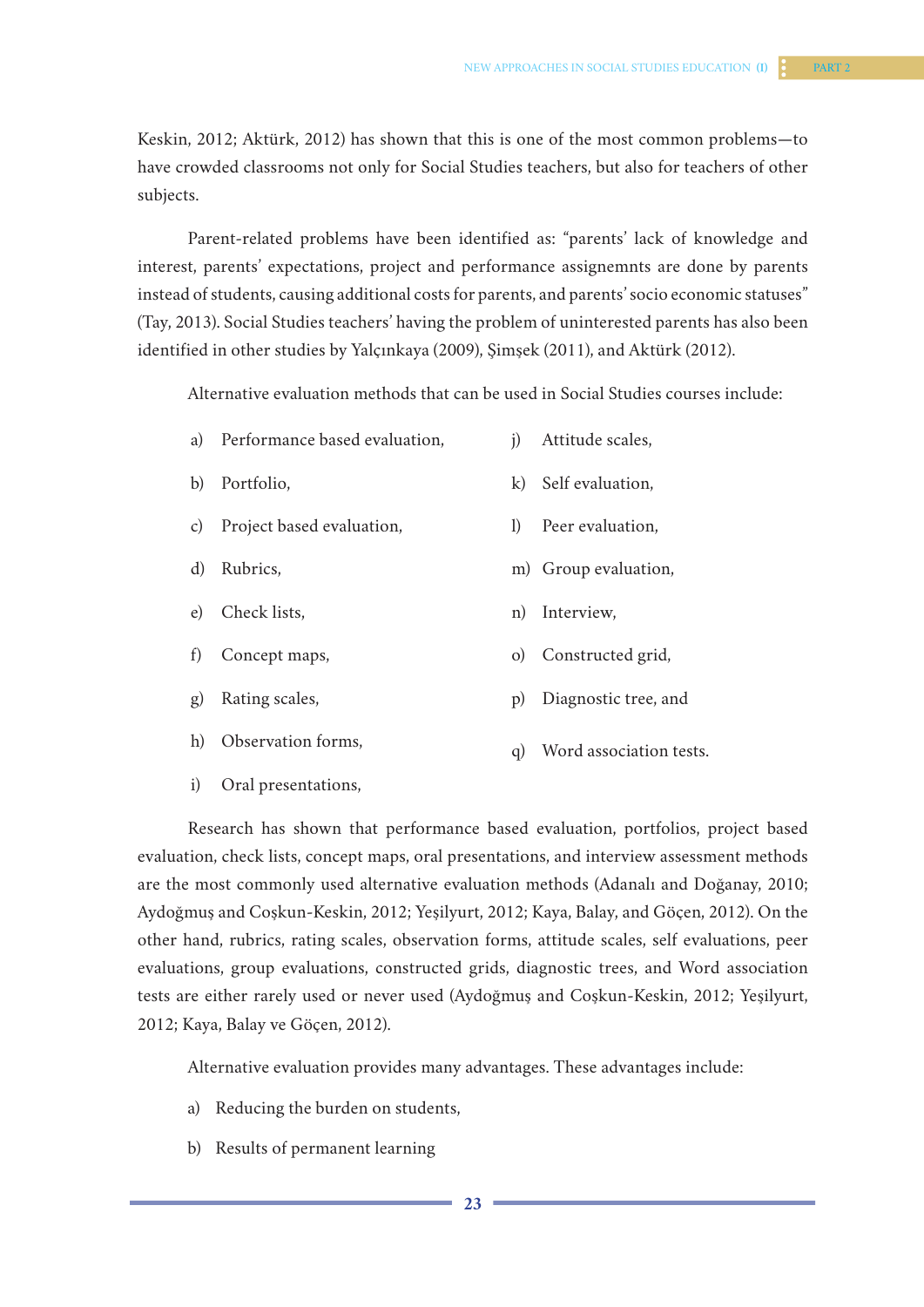Keskin, 2012; Aktürk, 2012) has shown that this is one of the most common problems—to have crowded classrooms not only for Social Studies teachers, but also for teachers of other subjects.

Parent-related problems have been identified as: "parents' lack of knowledge and interest, parents' expectations, project and performance assignemnts are done by parents instead of students, causing additional costs for parents, and parents' socio economic statuses" (Tay, 2013). Social Studies teachers' having the problem of uninterested parents has also been identified in other studies by Yalçınkaya (2009), Şimşek (2011), and Aktürk (2012).

Alternative evaluation methods that can be used in Social Studies courses include:

a) Performance based evaluation,
b) Portfolio,
c) Project based evaluation,
d) Rubrics,
e) Check lists,
f) Concept maps,
g) Rating scales,
h) Observation forms,
i) Oral presentations,
j) Attitude scales,
k) Self evaluation,
l) Peer evaluation,
m) Group evaluation,
n) Interview,
o) Constructed grid,
p) Diagnostic tree, and
q) Word association tests.

Research has shown that performance based evaluation, portfolios, project based evaluation, check lists, concept maps, oral presentations, and interview assessment methods are the most commonly used alternative evaluation methods (Adanalı and Doğanay, 2010; Aydoğmuş and Coşkun-Keskin, 2012; Yeşilyurt, 2012; Kaya, Balay, and Göçen, 2012). On the other hand, rubrics, rating scales, observation forms, attitude scales, self evaluations, peer evaluations, group evaluations, constructed grids, diagnostic trees, and Word association tests are either rarely used or never used (Aydoğmuş and Coşkun-Keskin, 2012; Yeşilyurt, 2012; Kaya, Balay ve Göçen, 2012).

Alternative evaluation provides many advantages. These advantages include:

a) Reducing the burden on students,
b) Results of permanent learning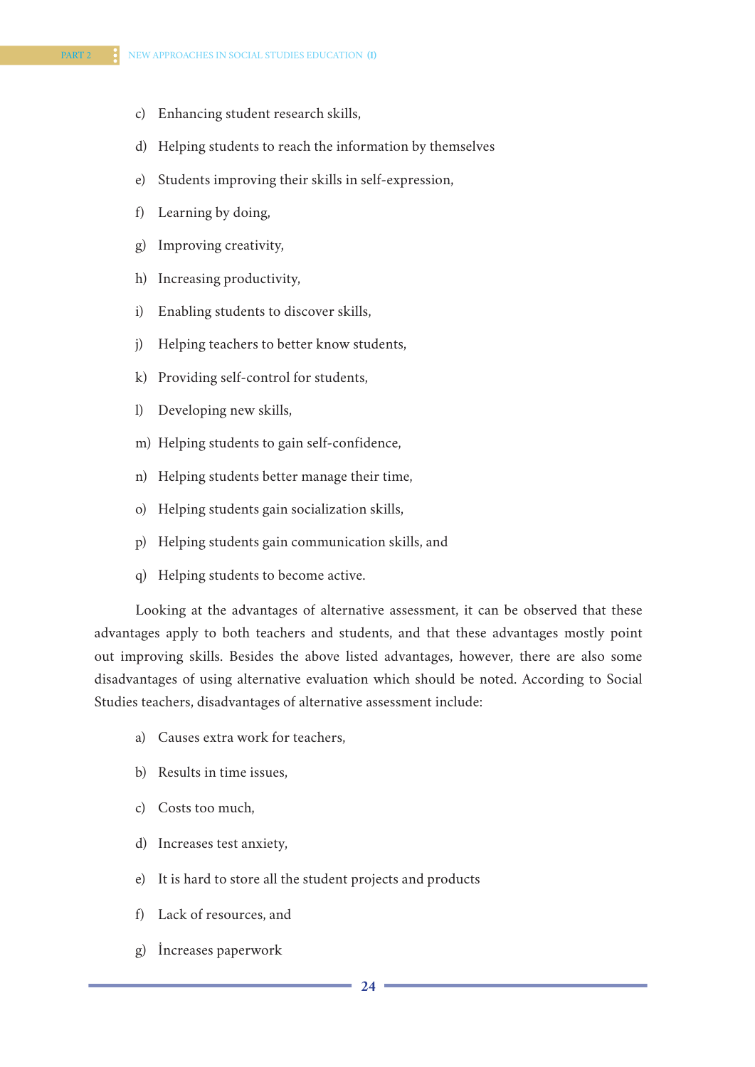c) Enhancing student research skills,

d) Helping students to reach the information by themselves

e) Students improving their skills in self-expression,

f) Learning by doing,

g) Improving creativity,

h) Increasing productivity,

i) Enabling students to discover skills,

j) Helping teachers to better know students,

k) Providing self-control for students,

l) Developing new skills,

m) Helping students to gain self-confidence,

n) Helping students better manage their time,

o) Helping students gain socialization skills,

p) Helping students gain communication skills, and

q) Helping students to become active.

Looking at the advantages of alternative assessment, it can be observed that these advantages apply to both teachers and students, and that these advantages mostly point out improving skills. Besides the above listed advantages, however, there are also some disadvantages of using alternative evaluation which should be noted. According to Social Studies teachers, disadvantages of alternative assessment include:

a) Causes extra work for teachers,

b) Results in time issues,

c) Costs too much,

d) Increases test anxiety,

e) It is hard to store all the student projects and products

f) Lack of resources, and

g) İncreases paperwork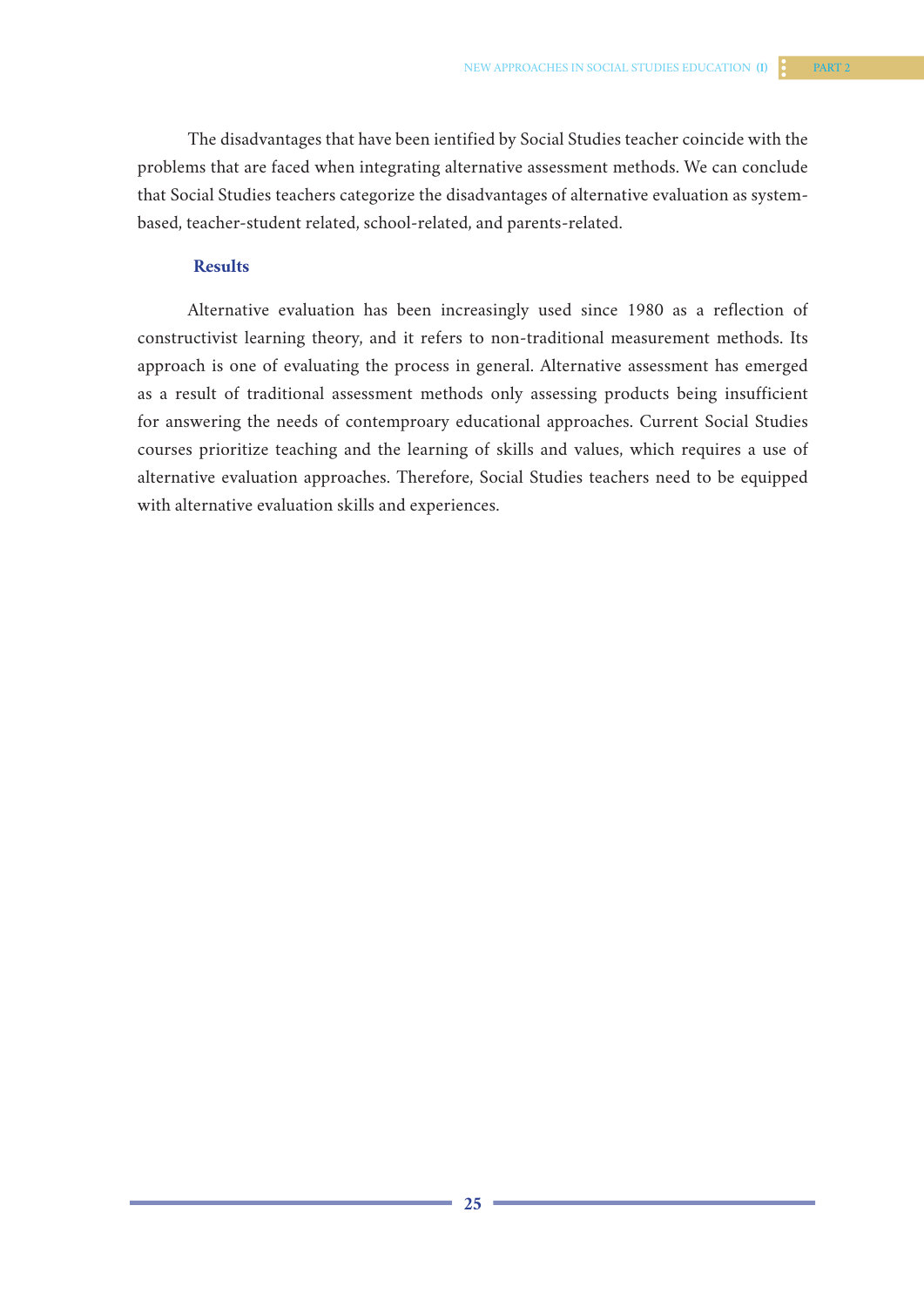The disadvantages that have been ientified by Social Studies teacher coincide with the problems that are faced when integrating alternative assessment methods. We can conclude that Social Studies teachers categorize the disadvantages of alternative evaluation as system-based, teacher-student related, school-related, and parents-related.

## Results

Alternative evaluation has been increasingly used since 1980 as a reflection of constructivist learning theory, and it refers to non-traditional measurement methods. Its approach is one of evaluating the process in general. Alternative assessment has emerged as a result of traditional assessment methods only assessing products being insufficient for answering the needs of contemproary educational approaches. Current Social Studies courses prioritize teaching and the learning of skills and values, which requires a use of alternative evaluation approaches. Therefore, Social Studies teachers need to be equipped with alternative evaluation skills and experiences.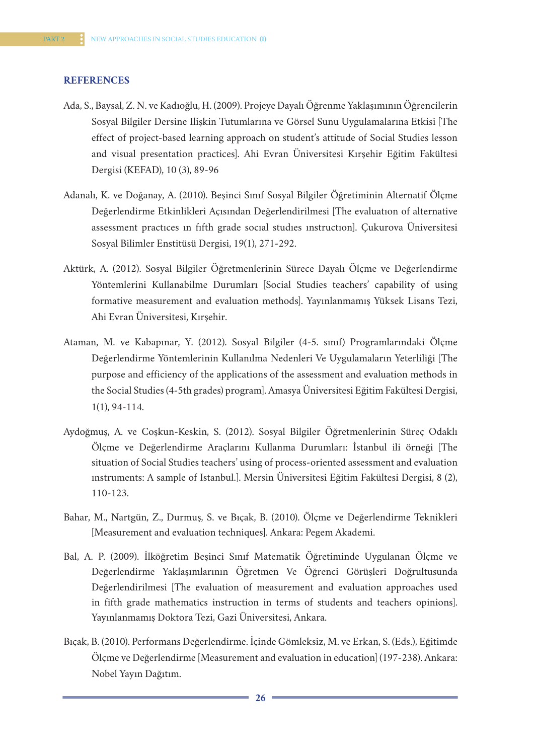## REFERENCES

Ada, S., Baysal, Z. N. ve Kadıoğlu, H. (2009). Projeye Dayalı Öğrenme Yaklaşımının Öğrencilerin Sosyal Bilgiler Dersine Ilişkin Tutumlarına ve Görsel Sunu Uygulamalarına Etkisi [The effect of project-based learning approach on student's attitude of Social Studies lesson and visual presentation practices]. Ahi Evran Üniversitesi Kırşehir Eğitim Fakültesi Dergisi (KEFAD), 10 (3), 89-96

Adanalı, K. ve Doğanay, A. (2010). Beşinci Sınıf Sosyal Bilgiler Öğretiminin Alternatif Ölçme Değerlendirme Etkinlikleri Açısından Değerlendirilmesi [The evaluatıon of alternative assessment practıces ın fıfth grade socıal studıes ınstructıon]. Çukurova Üniversitesi Sosyal Bilimler Enstitüsü Dergisi, 19(1), 271-292.

Aktürk, A. (2012). Sosyal Bilgiler Öğretmenlerinin Sürece Dayalı Ölçme ve Değerlendirme Yöntemlerini Kullanabilme Durumları [Social Studies teachers' capability of using formative measurement and evaluation methods]. Yayınlanmamış Yüksek Lisans Tezi, Ahi Evran Üniversitesi, Kırşehir.

Ataman, M. ve Kabapınar, Y. (2012). Sosyal Bilgiler (4-5. sınıf) Programlarındaki Ölçme Değerlendirme Yöntemlerinin Kullanılma Nedenleri Ve Uygulamaların Yeterliliği [The purpose and efficiency of the applications of the assessment and evaluation methods in the Social Studies (4-5th grades) program]. Amasya Üniversitesi Eğitim Fakültesi Dergisi, 1(1), 94-114.

Aydoğmuş, A. ve Coşkun-Keskin, S. (2012). Sosyal Bilgiler Öğretmenlerinin Süreç Odaklı Ölçme ve Değerlendirme Araçlarını Kullanma Durumları: İstanbul ili örneği [The situation of Social Studies teachers' using of process-oriented assessment and evaluation ınstruments: A sample of Istanbul.]. Mersin Üniversitesi Eğitim Fakültesi Dergisi, 8 (2), 110-123.

Bahar, M., Nartgün, Z., Durmuş, S. ve Bıçak, B. (2010). Ölçme ve Değerlendirme Teknikleri [Measurement and evaluation techniques]. Ankara: Pegem Akademi.

Bal, A. P. (2009). İlköğretim Beşinci Sınıf Matematik Öğretiminde Uygulanan Ölçme ve Değerlendirme Yaklaşımlarının Öğretmen Ve Öğrenci Görüşleri Doğrultusunda Değerlendirilmesi [The evaluation of measurement and evaluation approaches used in fifth grade mathematics instruction in terms of students and teachers opinions]. Yayınlanmamış Doktora Tezi, Gazi Üniversitesi, Ankara.

Bıçak, B. (2010). Performans Değerlendirme. İçinde Gömleksiz, M. ve Erkan, S. (Eds.), Eğitimde Ölçme ve Değerlendirme [Measurement and evaluation in education] (197-238). Ankara: Nobel Yayın Dağıtım.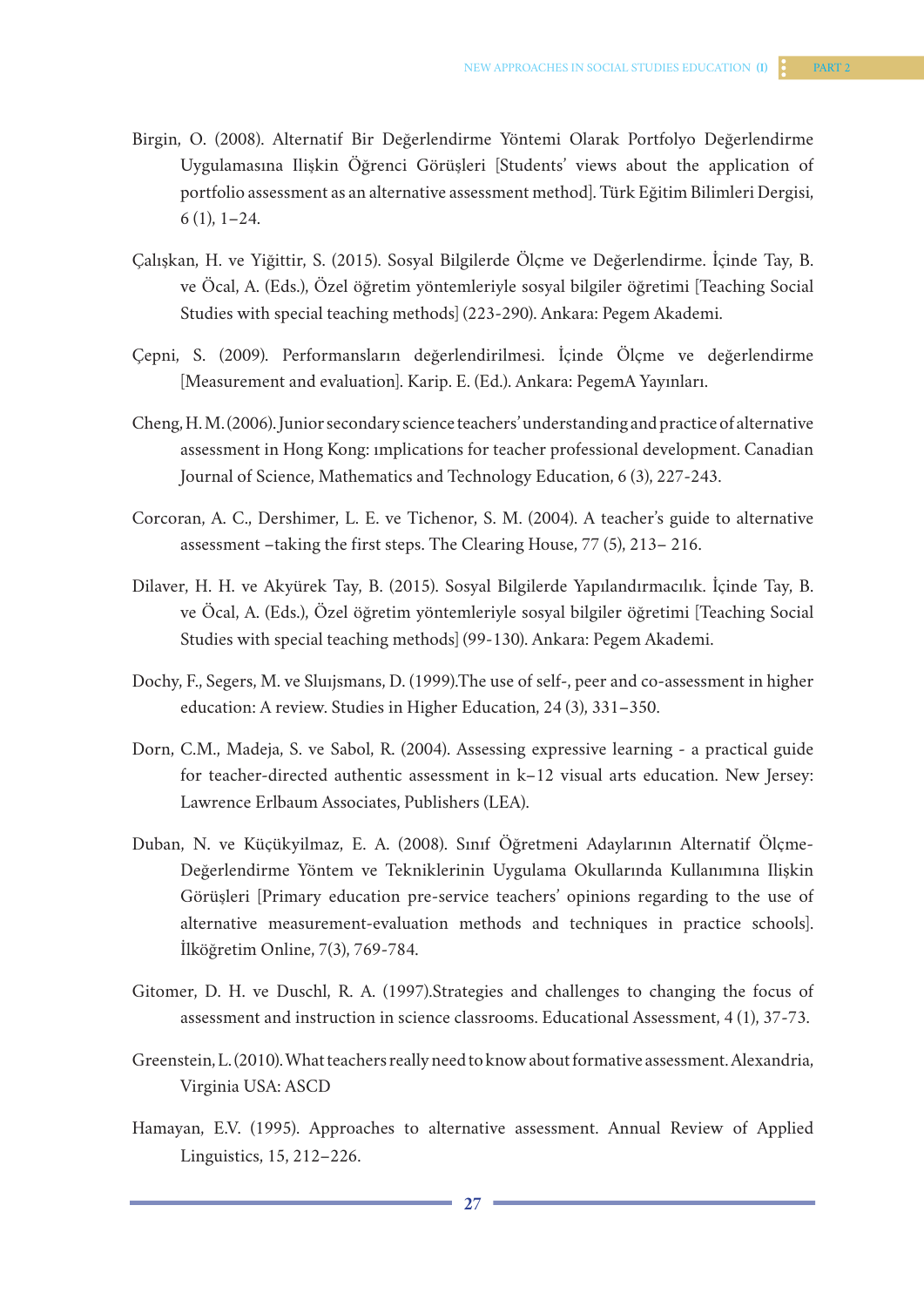Birgin, O. (2008). Alternatif Bir Değerlendirme Yöntemi Olarak Portfolyo Değerlendirme Uygulamasına Ilişkin Öğrenci Görüşleri [Students' views about the application of portfolio assessment as an alternative assessment method]. Türk Eğitim Bilimleri Dergisi, 6 (1), 1–24.

Çalışkan, H. ve Yiğittir, S. (2015). Sosyal Bilgilerde Ölçme ve Değerlendirme. İçinde Tay, B. ve Öcal, A. (Eds.), Özel öğretim yöntemleriyle sosyal bilgiler öğretimi [Teaching Social Studies with special teaching methods] (223-290). Ankara: Pegem Akademi.

Çepni, S. (2009). Performansların değerlendirilmesi. İçinde Ölçme ve değerlendirme [Measurement and evaluation]. Karip. E. (Ed.). Ankara: PegemA Yayınları.

Cheng, H. M. (2006). Junior secondary science teachers' understanding and practice of alternative assessment in Hong Kong: ımplications for teacher professional development. Canadian Journal of Science, Mathematics and Technology Education, 6 (3), 227-243.

Corcoran, A. C., Dershimer, L. E. ve Tichenor, S. M. (2004). A teacher's guide to alternative assessment –taking the first steps. The Clearing House, 77 (5), 213– 216.

Dilaver, H. H. ve Akyürek Tay, B. (2015). Sosyal Bilgilerde Yapılandırmacılık. İçinde Tay, B. ve Öcal, A. (Eds.), Özel öğretim yöntemleriyle sosyal bilgiler öğretimi [Teaching Social Studies with special teaching methods] (99-130). Ankara: Pegem Akademi.

Dochy, F., Segers, M. ve Sluijsmans, D. (1999).The use of self-, peer and co-assessment in higher education: A review. Studies in Higher Education, 24 (3), 331–350.

Dorn, C.M., Madeja, S. ve Sabol, R. (2004). Assessing expressive learning - a practical guide for teacher-directed authentic assessment in k–12 visual arts education. New Jersey: Lawrence Erlbaum Associates, Publishers (LEA).

Duban, N. ve Küçükyilmaz, E. A. (2008). Sınıf Öğretmeni Adaylarının Alternatif Ölçme-Değerlendirme Yöntem ve Tekniklerinin Uygulama Okullarında Kullanımına Ilişkin Görüşleri [Primary education pre-service teachers' opinions regarding to the use of alternative measurement-evaluation methods and techniques in practice schools]. İlköğretim Online, 7(3), 769-784.

Gitomer, D. H. ve Duschl, R. A. (1997).Strategies and challenges to changing the focus of assessment and instruction in science classrooms. Educational Assessment, 4 (1), 37-73.

Greenstein, L. (2010). What teachers really need to know about formative assessment. Alexandria, Virginia USA: ASCD

Hamayan, E.V. (1995). Approaches to alternative assessment. Annual Review of Applied Linguistics, 15, 212–226.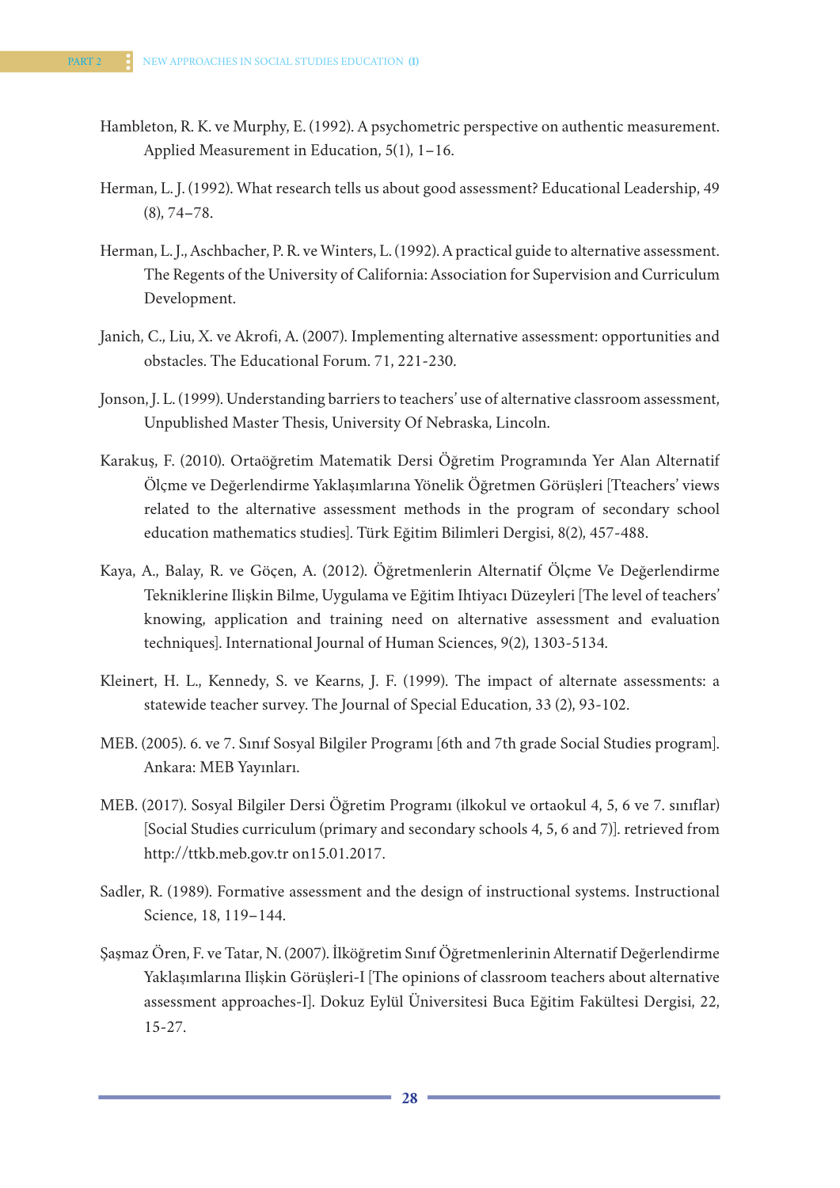Hambleton, R. K. ve Murphy, E. (1992). A psychometric perspective on authentic measurement. Applied Measurement in Education, 5(1), 1–16.

Herman, L. J. (1992). What research tells us about good assessment? Educational Leadership, 49 (8), 74–78.

Herman, L. J., Aschbacher, P. R. ve Winters, L. (1992). A practical guide to alternative assessment. The Regents of the University of California: Association for Supervision and Curriculum Development.

Janich, C., Liu, X. ve Akrofi, A. (2007). Implementing alternative assessment: opportunities and obstacles. The Educational Forum. 71, 221-230.

Jonson, J. L. (1999). Understanding barriers to teachers' use of alternative classroom assessment, Unpublished Master Thesis, University Of Nebraska, Lincoln.

Karakuş, F. (2010). Ortaöğretim Matematik Dersi Öğretim Programında Yer Alan Alternatif Ölçme ve Değerlendirme Yaklaşımlarına Yönelik Öğretmen Görüşleri [Tteachers' views related to the alternative assessment methods in the program of secondary school education mathematics studies]. Türk Eğitim Bilimleri Dergisi, 8(2), 457-488.

Kaya, A., Balay, R. ve Göçen, A. (2012). Öğretmenlerin Alternatif Ölçme Ve Değerlendirme Tekniklerine Ilişkin Bilme, Uygulama ve Eğitim Ihtiyacı Düzeyleri [The level of teachers' knowing, application and training need on alternative assessment and evaluation techniques]. International Journal of Human Sciences, 9(2), 1303-5134.

Kleinert, H. L., Kennedy, S. ve Kearns, J. F. (1999). The impact of alternate assessments: a statewide teacher survey. The Journal of Special Education, 33 (2), 93-102.

MEB. (2005). 6. ve 7. Sınıf Sosyal Bilgiler Programı [6th and 7th grade Social Studies program]. Ankara: MEB Yayınları.

MEB. (2017). Sosyal Bilgiler Dersi Öğretim Programı (ilkokul ve ortaokul 4, 5, 6 ve 7. sınıflar) [Social Studies curriculum (primary and secondary schools 4, 5, 6 and 7)]. retrieved from http://ttkb.meb.gov.tr on15.01.2017.

Sadler, R. (1989). Formative assessment and the design of instructional systems. Instructional Science, 18, 119–144.

Şaşmaz Ören, F. ve Tatar, N. (2007). İlköğretim Sınıf Öğretmenlerinin Alternatif Değerlendirme Yaklaşımlarına Ilişkin Görüşleri-I [The opinions of classroom teachers about alternative assessment approaches-I]. Dokuz Eylül Üniversitesi Buca Eğitim Fakültesi Dergisi, 22, 15-27.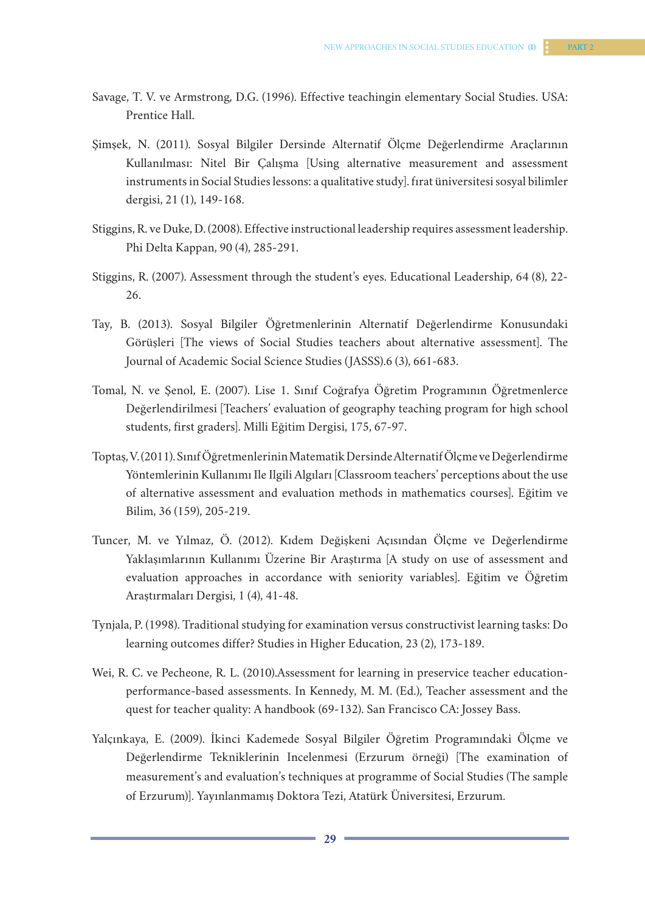Savage, T. V. ve Armstrong, D.G. (1996). Effective teachingin elementary Social Studies. USA: Prentice Hall.

Şimşek, N. (2011). Sosyal Bilgiler Dersinde Alternatif Ölçme Değerlendirme Araçlarının Kullanılması: Nitel Bir Çalışma [Using alternative measurement and assessment instruments in Social Studies lessons: a qualitative study]. fırat üniversitesi sosyal bilimler dergisi, 21 (1), 149-168.

Stiggins, R. ve Duke, D. (2008). Effective instructional leadership requires assessment leadership. Phi Delta Kappan, 90 (4), 285-291.

Stiggins, R. (2007). Assessment through the student's eyes. Educational Leadership, 64 (8), 22-26.

Tay, B. (2013). Sosyal Bilgiler Öğretmenlerinin Alternatif Değerlendirme Konusundaki Görüşleri [The views of Social Studies teachers about alternative assessment]. The Journal of Academic Social Science Studies (JASSS).6 (3), 661-683.

Tomal, N. ve Şenol, E. (2007). Lise 1. Sınıf Coğrafya Öğretim Programının Öğretmenlerce Değerlendirilmesi [Teachers' evaluation of geography teaching program for high school students, first graders]. Milli Eğitim Dergisi, 175, 67-97.

Toptaş, V. (2011). Sınıf Öğretmenlerinin Matematik Dersinde Alternatif Ölçme ve Değerlendirme Yöntemlerinin Kullanımı Ile Ilgili Algıları [Classroom teachers' perceptions about the use of alternative assessment and evaluation methods in mathematics courses]. Eğitim ve Bilim, 36 (159), 205-219.

Tuncer, M. ve Yılmaz, Ö. (2012). Kıdem Değişkeni Açısından Ölçme ve Değerlendirme Yaklaşımlarının Kullanımı Üzerine Bir Araştırma [A study on use of assessment and evaluation approaches in accordance with seniority variables]. Eğitim ve Öğretim Araştırmaları Dergisi, 1 (4), 41-48.

Tynjala, P. (1998). Traditional studying for examination versus constructivist learning tasks: Do learning outcomes differ? Studies in Higher Education, 23 (2), 173-189.

Wei, R. C. ve Pecheone, R. L. (2010).Assessment for learning in preservice teacher education-performance-based assessments. In Kennedy, M. M. (Ed.), Teacher assessment and the quest for teacher quality: A handbook (69-132). San Francisco CA: Jossey Bass.

Yalçınkaya, E. (2009). İkinci Kademede Sosyal Bilgiler Öğretim Programındaki Ölçme ve Değerlendirme Tekniklerinin Incelenmesi (Erzurum örneği) [The examination of measurement's and evaluation's techniques at programme of Social Studies (The sample of Erzurum)]. Yayınlanmamış Doktora Tezi, Atatürk Üniversitesi, Erzurum.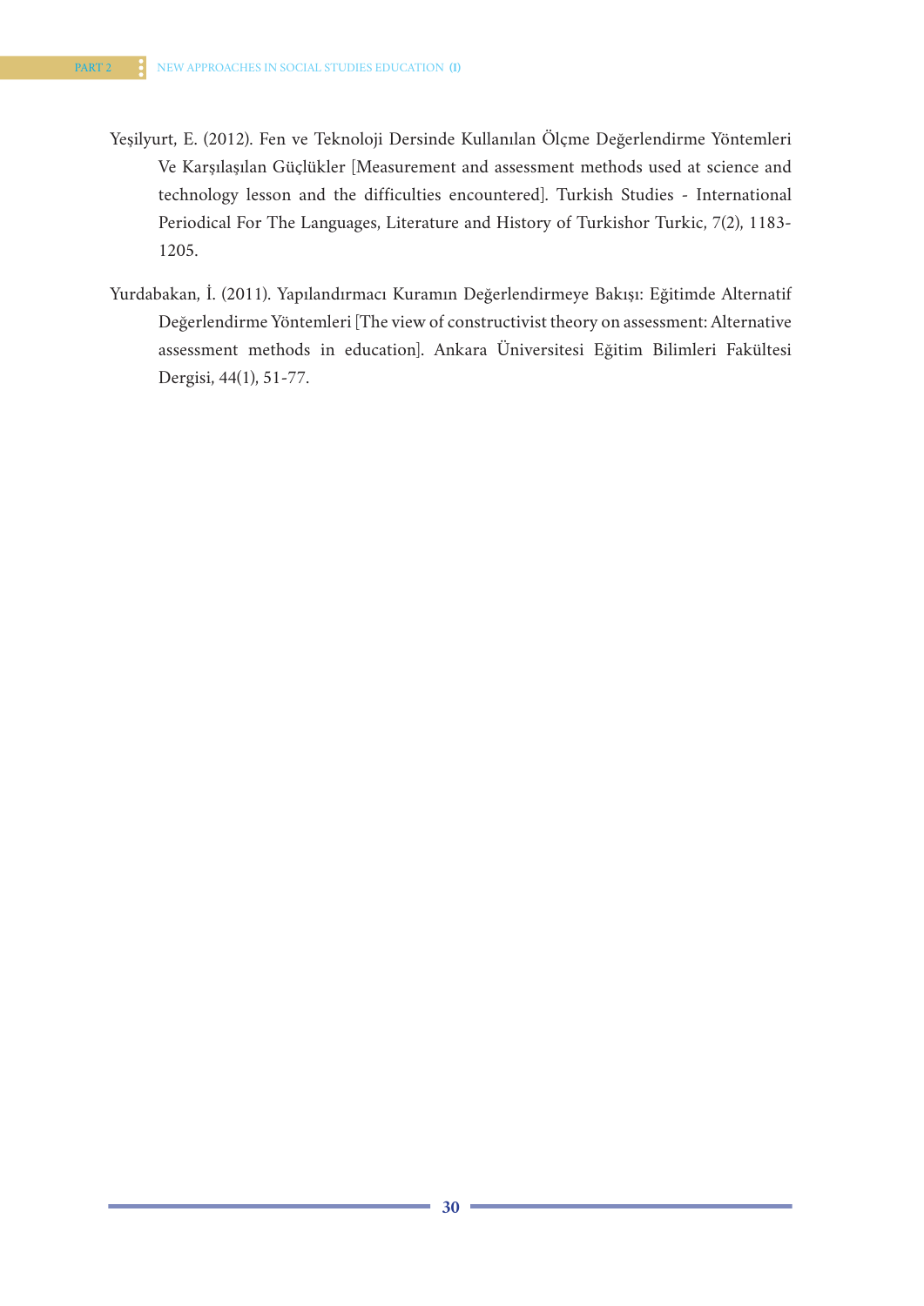Yeşilyurt, E. (2012). Fen ve Teknoloji Dersinde Kullanılan Ölçme Değerlendirme Yöntemleri Ve Karşılaşılan Güçlükler [Measurement and assessment methods used at science and technology lesson and the difficulties encountered]. Turkish Studies - International Periodical For The Languages, Literature and History of Turkishor Turkic, 7(2), 1183-1205.

Yurdabakan, İ. (2011). Yapılandırmacı Kuramın Değerlendirmeye Bakışı: Eğitimde Alternatif Değerlendirme Yöntemleri [The view of constructivist theory on assessment: Alternative assessment methods in education]. Ankara Üniversitesi Eğitim Bilimleri Fakültesi Dergisi, 44(1), 51-77.